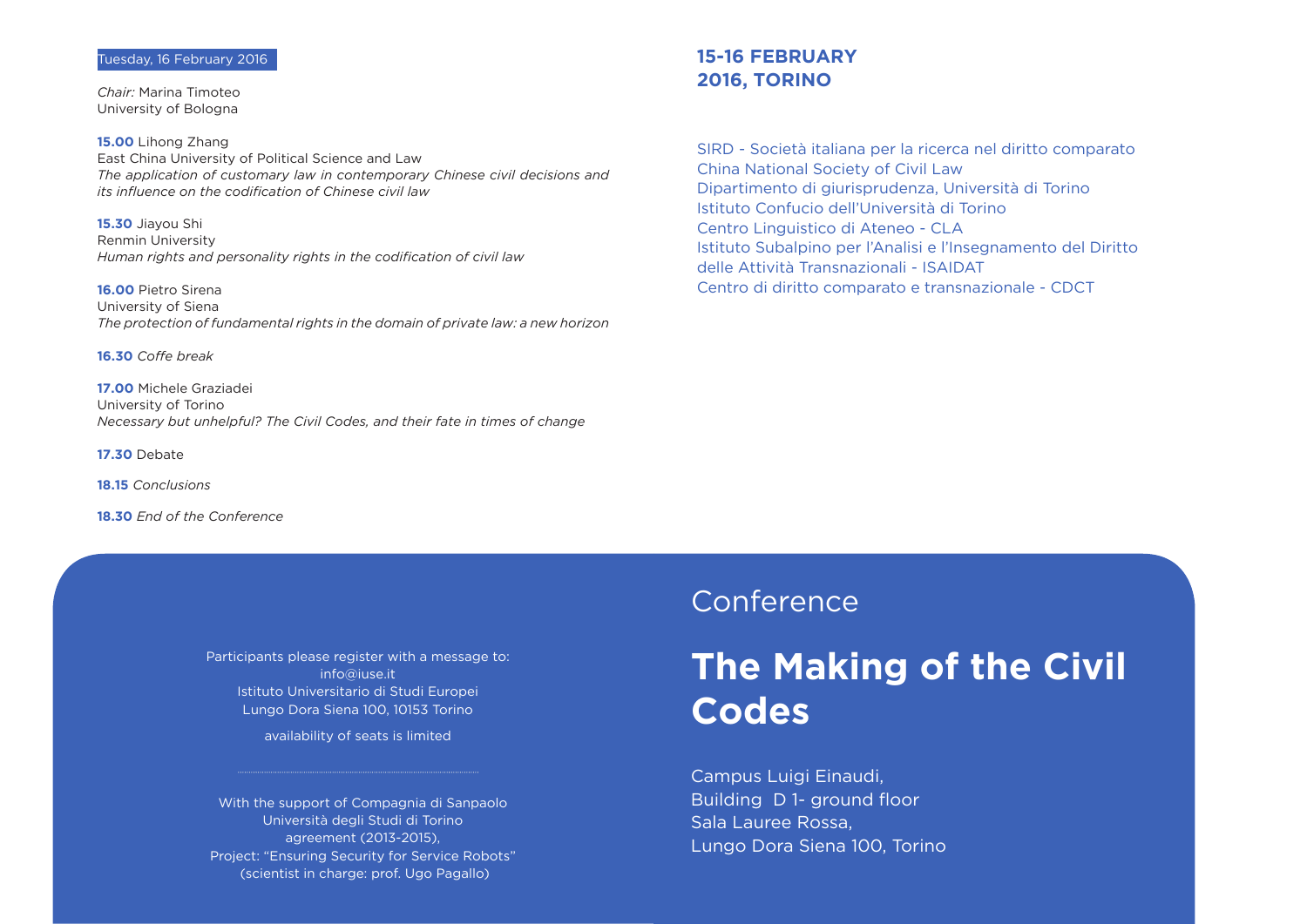Tuesday, 16 February 2016

*Chair:* Marina Timoteo
University of Bologna

**15.00** Lihong Zhang
East China University of Political Science and Law
*The application of customary law in contemporary Chinese civil decisions and its influence on the codification of Chinese civil law*

**15.30** Jiayou Shi
Renmin University
*Human rights and personality rights in the codification of civil law*

**16.00** Pietro Sirena
University of Siena
*The protection of fundamental rights in the domain of private law: a new horizon*

**16.30** *Coffe break*

**17.00** Michele Graziadei
University of Torino
*Necessary but unhelpful? The Civil Codes, and their fate in times of change*

**17.30** Debate

**18.15** *Conclusions*

**18.30** *End of the Conference*

Participants please register with a message to:
info@iuse.it
Istituto Universitario di Studi Europei
Lungo Dora Siena 100, 10153 Torino

availability of seats is limited

With the support of Compagnia di Sanpaolo
Università degli Studi di Torino
agreement (2013-2015),
Project: "Ensuring Security for Service Robots"
(scientist in charge: prof. Ugo Pagallo)

**15-16 FEBRUARY 2016, TORINO**

SIRD - Società italiana per la ricerca nel diritto comparato
China National Society of Civil Law
Dipartimento di giurisprudenza, Università di Torino
Istituto Confucio dell'Università di Torino
Centro Linguistico di Ateneo - CLA
Istituto Subalpino per l'Analisi e l'Insegnamento del Diritto delle Attività Transnazionali - ISAIDAT
Centro di diritto comparato e transnazionale - CDCT

Conference

# The Making of the Civil Codes

Campus Luigi Einaudi,
Building D 1- ground floor
Sala Lauree Rossa,
Lungo Dora Siena 100, Torino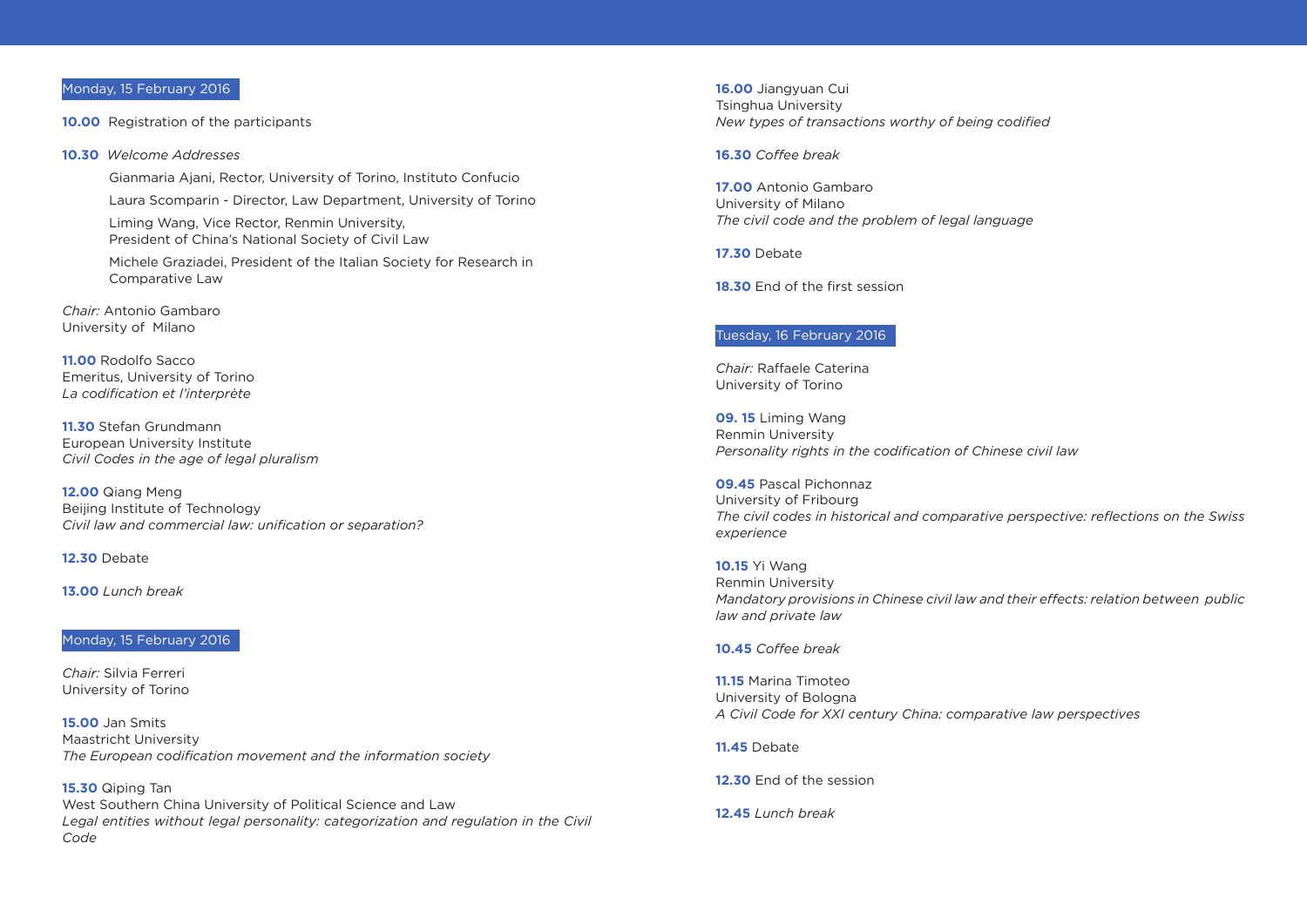## Monday, 15 February 2016

**10.00** Registration of the participants

**10.30** *Welcome Addresses*

Gianmaria Ajani, Rector, University of Torino, Instituto Confucio

Laura Scomparin - Director, Law Department, University of Torino

Liming Wang, Vice Rector, Renmin University,
President of China's National Society of Civil Law

Michele Graziadei, President of the Italian Society for Research in Comparative Law

*Chair:* Antonio Gambaro
University of Milano

**11.00** Rodolfo Sacco
Emeritus, University of Torino
*La codification et l'interprète*

**11.30** Stefan Grundmann
European University Institute
*Civil Codes in the age of legal pluralism*

**12.00** Qiang Meng
Beijing Institute of Technology
*Civil law and commercial law: unification or separation?*

**12.30** Debate

**13.00** *Lunch break*

## Monday, 15 February 2016

*Chair:* Silvia Ferreri
University of Torino

**15.00** Jan Smits
Maastricht University
*The European codification movement and the information society*

**15.30** Qiping Tan
West Southern China University of Political Science and Law
*Legal entities without legal personality: categorization and regulation in the Civil Code*

**16.00** Jiangyuan Cui
Tsinghua University
*New types of transactions worthy of being codified*

**16.30** *Coffee break*

**17.00** Antonio Gambaro
University of Milano
*The civil code and the problem of legal language*

**17.30** Debate

**18.30** End of the first session

## Tuesday, 16 February 2016

*Chair:* Raffaele Caterina
University of Torino

**09. 15** Liming Wang
Renmin University
*Personality rights in the codification of Chinese civil law*

**09.45** Pascal Pichonnaz
University of Fribourg
*The civil codes in historical and comparative perspective: reflections on the Swiss experience*

**10.15** Yi Wang
Renmin University
*Mandatory provisions in Chinese civil law and their effects: relation between public law and private law*

**10.45** *Coffee break*

**11.15** Marina Timoteo
University of Bologna
*A Civil Code for XXI century China: comparative law perspectives*

**11.45** Debate

**12.30** End of the session

**12.45** *Lunch break*